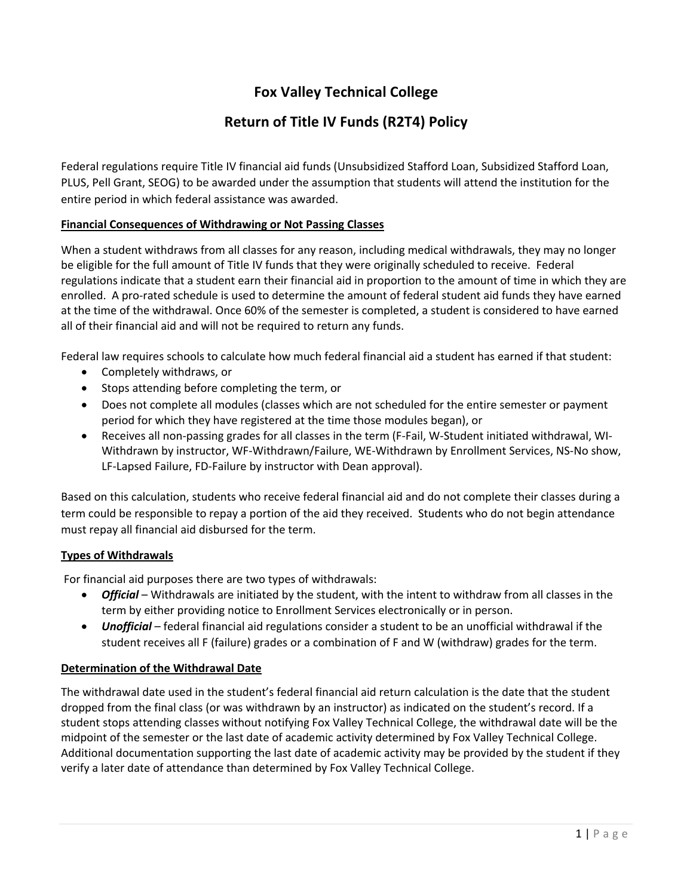# Fox Valley Technical College

## Return of Title IV Funds (R2T4) Policy

Federal regulations require Title IV financial aid funds (Unsubsidized Stafford Loan, Subsidized Stafford Loan, PLUS, Pell Grant, SEOG) to be awarded under the assumption that students will attend the institution for the entire period in which federal assistance was awarded.

### Financial Consequences of Withdrawing or Not Passing Classes

When a student withdraws from all classes for any reason, including medical withdrawals, they may no longer be eligible for the full amount of Title IV funds that they were originally scheduled to receive. Federal regulations indicate that a student earn their financial aid in proportion to the amount of time in which they are enrolled. A pro-rated schedule is used to determine the amount of federal student aid funds they have earned at the time of the withdrawal. Once 60% of the semester is completed, a student is considered to have earned all of their financial aid and will not be required to return any funds.

Federal law requires schools to calculate how much federal financial aid a student has earned if that student:

- Completely withdraws, or
- Stops attending before completing the term, or
- Does not complete all modules (classes which are not scheduled for the entire semester or payment period for which they have registered at the time those modules began), or
- Receives all non-passing grades for all classes in the term (F-Fail, W-Student initiated withdrawal, WI-Withdrawn by instructor, WF-Withdrawn/Failure, WE-Withdrawn by Enrollment Services, NS-No show, LF-Lapsed Failure, FD-Failure by instructor with Dean approval).

Based on this calculation, students who receive federal financial aid and do not complete their classes during a term could be responsible to repay a portion of the aid they received. Students who do not begin attendance must repay all financial aid disbursed for the term.

### Types of Withdrawals

For financial aid purposes there are two types of withdrawals:

- ***Official*** – Withdrawals are initiated by the student, with the intent to withdraw from all classes in the term by either providing notice to Enrollment Services electronically or in person.
- ***Unofficial*** – federal financial aid regulations consider a student to be an unofficial withdrawal if the student receives all F (failure) grades or a combination of F and W (withdraw) grades for the term.

### Determination of the Withdrawal Date

The withdrawal date used in the student's federal financial aid return calculation is the date that the student dropped from the final class (or was withdrawn by an instructor) as indicated on the student's record. If a student stops attending classes without notifying Fox Valley Technical College, the withdrawal date will be the midpoint of the semester or the last date of academic activity determined by Fox Valley Technical College. Additional documentation supporting the last date of academic activity may be provided by the student if they verify a later date of attendance than determined by Fox Valley Technical College.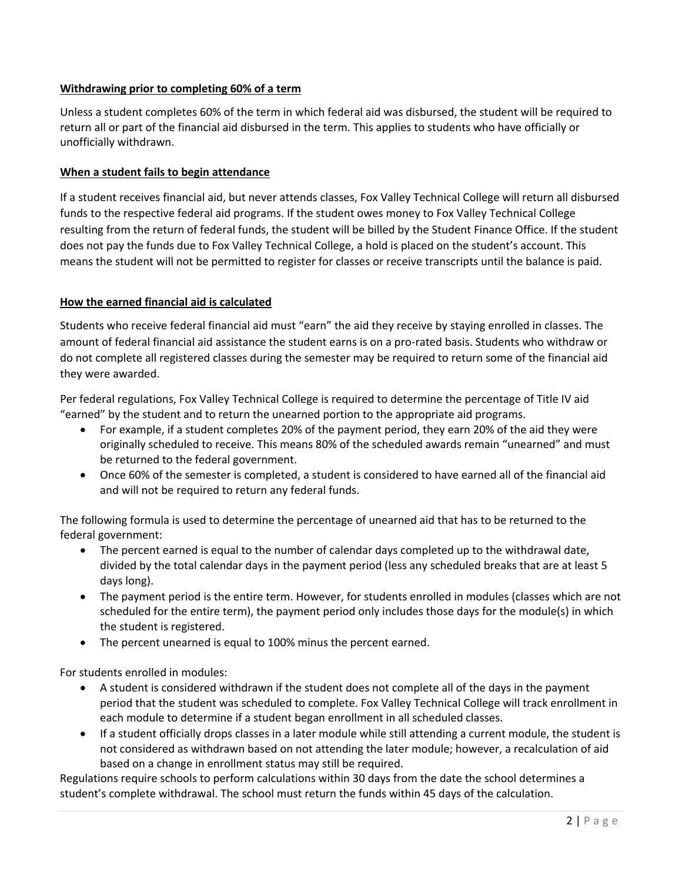**Withdrawing prior to completing 60% of a term**

Unless a student completes 60% of the term in which federal aid was disbursed, the student will be required to return all or part of the financial aid disbursed in the term. This applies to students who have officially or unofficially withdrawn.

**When a student fails to begin attendance**

If a student receives financial aid, but never attends classes, Fox Valley Technical College will return all disbursed funds to the respective federal aid programs. If the student owes money to Fox Valley Technical College resulting from the return of federal funds, the student will be billed by the Student Finance Office. If the student does not pay the funds due to Fox Valley Technical College, a hold is placed on the student's account. This means the student will not be permitted to register for classes or receive transcripts until the balance is paid.

**How the earned financial aid is calculated**

Students who receive federal financial aid must "earn" the aid they receive by staying enrolled in classes. The amount of federal financial aid assistance the student earns is on a pro-rated basis. Students who withdraw or do not complete all registered classes during the semester may be required to return some of the financial aid they were awarded.

Per federal regulations, Fox Valley Technical College is required to determine the percentage of Title IV aid "earned" by the student and to return the unearned portion to the appropriate aid programs.

- For example, if a student completes 20% of the payment period, they earn 20% of the aid they were originally scheduled to receive. This means 80% of the scheduled awards remain "unearned" and must be returned to the federal government.
- Once 60% of the semester is completed, a student is considered to have earned all of the financial aid and will not be required to return any federal funds.

The following formula is used to determine the percentage of unearned aid that has to be returned to the federal government:

- The percent earned is equal to the number of calendar days completed up to the withdrawal date, divided by the total calendar days in the payment period (less any scheduled breaks that are at least 5 days long).
- The payment period is the entire term. However, for students enrolled in modules (classes which are not scheduled for the entire term), the payment period only includes those days for the module(s) in which the student is registered.
- The percent unearned is equal to 100% minus the percent earned.

For students enrolled in modules:

- A student is considered withdrawn if the student does not complete all of the days in the payment period that the student was scheduled to complete. Fox Valley Technical College will track enrollment in each module to determine if a student began enrollment in all scheduled classes.
- If a student officially drops classes in a later module while still attending a current module, the student is not considered as withdrawn based on not attending the later module; however, a recalculation of aid based on a change in enrollment status may still be required.

Regulations require schools to perform calculations within 30 days from the date the school determines a student's complete withdrawal. The school must return the funds within 45 days of the calculation.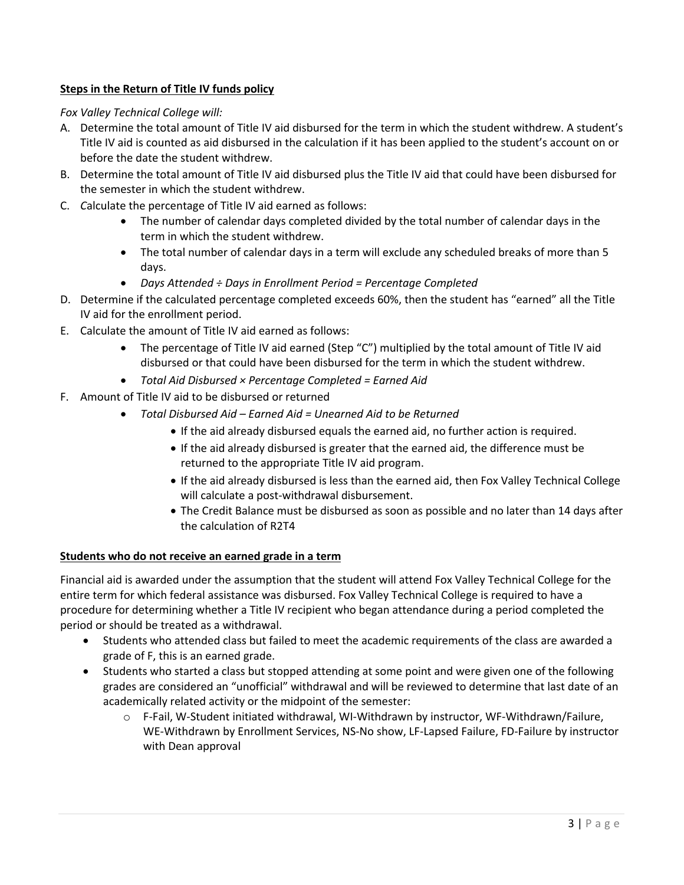**Steps in the Return of Title IV funds policy**

*Fox Valley Technical College will:*

A. Determine the total amount of Title IV aid disbursed for the term in which the student withdrew. A student's Title IV aid is counted as aid disbursed in the calculation if it has been applied to the student's account on or before the date the student withdrew.
B. Determine the total amount of Title IV aid disbursed plus the Title IV aid that could have been disbursed for the semester in which the student withdrew.
C. *C*alculate the percentage of Title IV aid earned as follows:
   - The number of calendar days completed divided by the total number of calendar days in the term in which the student withdrew.
   - The total number of calendar days in a term will exclude any scheduled breaks of more than 5 days.
   - *Days Attended ÷ Days in Enrollment Period = Percentage Completed*
D. Determine if the calculated percentage completed exceeds 60%, then the student has "earned" all the Title IV aid for the enrollment period.
E. Calculate the amount of Title IV aid earned as follows:
   - The percentage of Title IV aid earned (Step "C") multiplied by the total amount of Title IV aid disbursed or that could have been disbursed for the term in which the student withdrew.
   - *Total Aid Disbursed × Percentage Completed = Earned Aid*
F. Amount of Title IV aid to be disbursed or returned
   - *Total Disbursed Aid – Earned Aid = Unearned Aid to be Returned*
     - If the aid already disbursed equals the earned aid, no further action is required.
     - If the aid already disbursed is greater that the earned aid, the difference must be returned to the appropriate Title IV aid program.
     - If the aid already disbursed is less than the earned aid, then Fox Valley Technical College will calculate a post-withdrawal disbursement.
     - The Credit Balance must be disbursed as soon as possible and no later than 14 days after the calculation of R2T4

**Students who do not receive an earned grade in a term**

Financial aid is awarded under the assumption that the student will attend Fox Valley Technical College for the entire term for which federal assistance was disbursed. Fox Valley Technical College is required to have a procedure for determining whether a Title IV recipient who began attendance during a period completed the period or should be treated as a withdrawal.

- Students who attended class but failed to meet the academic requirements of the class are awarded a grade of F, this is an earned grade.
- Students who started a class but stopped attending at some point and were given one of the following grades are considered an "unofficial" withdrawal and will be reviewed to determine that last date of an academically related activity or the midpoint of the semester:
  - F-Fail, W-Student initiated withdrawal, WI-Withdrawn by instructor, WF-Withdrawn/Failure, WE-Withdrawn by Enrollment Services, NS-No show, LF-Lapsed Failure, FD-Failure by instructor with Dean approval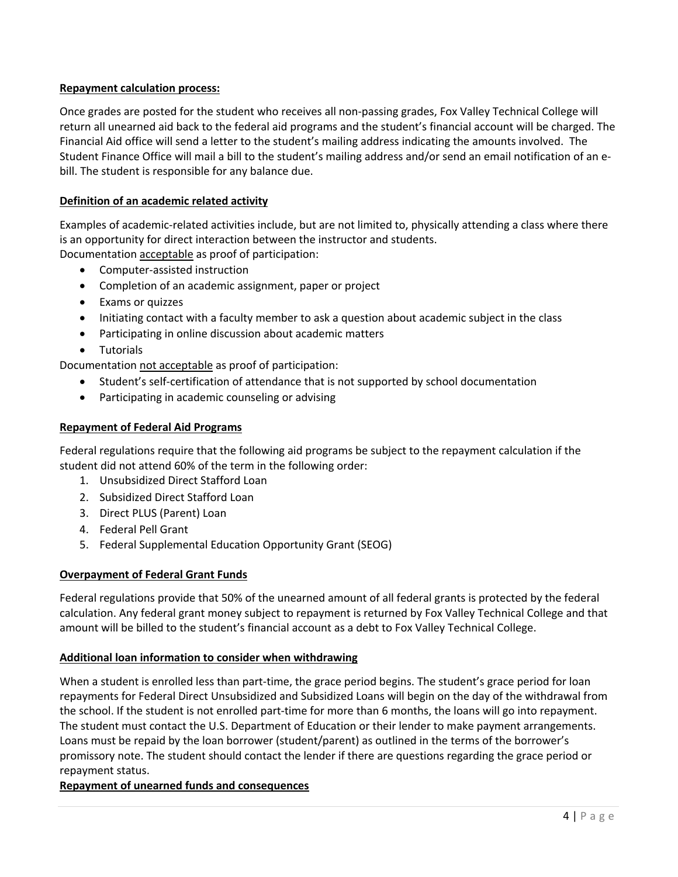**Repayment calculation process:**

Once grades are posted for the student who receives all non-passing grades, Fox Valley Technical College will return all unearned aid back to the federal aid programs and the student's financial account will be charged. The Financial Aid office will send a letter to the student's mailing address indicating the amounts involved. The Student Finance Office will mail a bill to the student's mailing address and/or send an email notification of an e-bill. The student is responsible for any balance due.

**Definition of an academic related activity**

Examples of academic-related activities include, but are not limited to, physically attending a class where there is an opportunity for direct interaction between the instructor and students.
Documentation acceptable as proof of participation:

- Computer-assisted instruction
- Completion of an academic assignment, paper or project
- Exams or quizzes
- Initiating contact with a faculty member to ask a question about academic subject in the class
- Participating in online discussion about academic matters
- Tutorials

Documentation not acceptable as proof of participation:

- Student's self-certification of attendance that is not supported by school documentation
- Participating in academic counseling or advising

**Repayment of Federal Aid Programs**

Federal regulations require that the following aid programs be subject to the repayment calculation if the student did not attend 60% of the term in the following order:

1. Unsubsidized Direct Stafford Loan
2. Subsidized Direct Stafford Loan
3. Direct PLUS (Parent) Loan
4. Federal Pell Grant
5. Federal Supplemental Education Opportunity Grant (SEOG)

**Overpayment of Federal Grant Funds**

Federal regulations provide that 50% of the unearned amount of all federal grants is protected by the federal calculation. Any federal grant money subject to repayment is returned by Fox Valley Technical College and that amount will be billed to the student's financial account as a debt to Fox Valley Technical College.

**Additional loan information to consider when withdrawing**

When a student is enrolled less than part-time, the grace period begins. The student's grace period for loan repayments for Federal Direct Unsubsidized and Subsidized Loans will begin on the day of the withdrawal from the school. If the student is not enrolled part-time for more than 6 months, the loans will go into repayment. The student must contact the U.S. Department of Education or their lender to make payment arrangements. Loans must be repaid by the loan borrower (student/parent) as outlined in the terms of the borrower's promissory note. The student should contact the lender if there are questions regarding the grace period or repayment status.

**Repayment of unearned funds and consequences**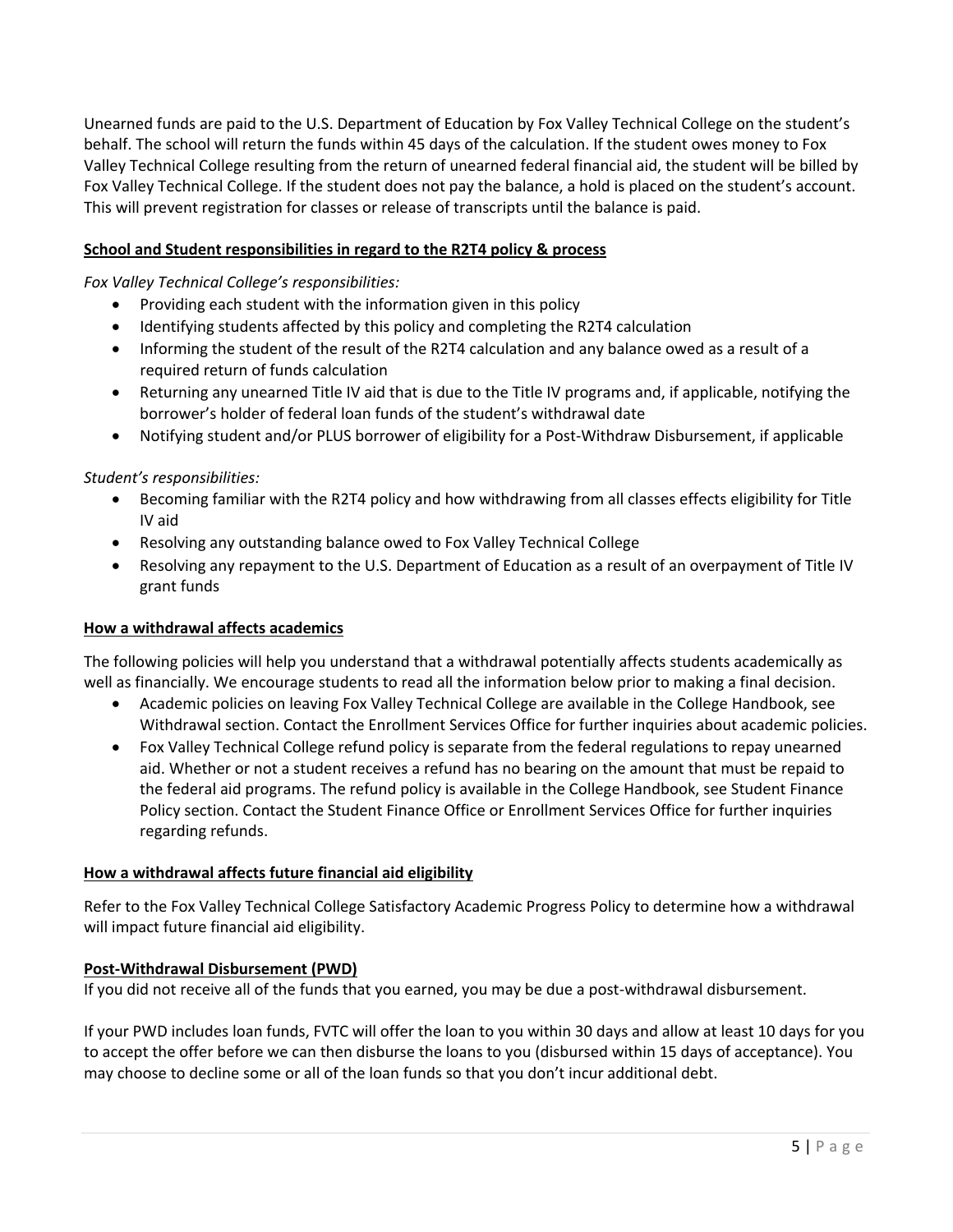Unearned funds are paid to the U.S. Department of Education by Fox Valley Technical College on the student's behalf. The school will return the funds within 45 days of the calculation. If the student owes money to Fox Valley Technical College resulting from the return of unearned federal financial aid, the student will be billed by Fox Valley Technical College. If the student does not pay the balance, a hold is placed on the student's account. This will prevent registration for classes or release of transcripts until the balance is paid.

**School and Student responsibilities in regard to the R2T4 policy & process**

*Fox Valley Technical College's responsibilities:*

- Providing each student with the information given in this policy
- Identifying students affected by this policy and completing the R2T4 calculation
- Informing the student of the result of the R2T4 calculation and any balance owed as a result of a required return of funds calculation
- Returning any unearned Title IV aid that is due to the Title IV programs and, if applicable, notifying the borrower's holder of federal loan funds of the student's withdrawal date
- Notifying student and/or PLUS borrower of eligibility for a Post-Withdraw Disbursement, if applicable

*Student's responsibilities:*

- Becoming familiar with the R2T4 policy and how withdrawing from all classes effects eligibility for Title IV aid
- Resolving any outstanding balance owed to Fox Valley Technical College
- Resolving any repayment to the U.S. Department of Education as a result of an overpayment of Title IV grant funds

**How a withdrawal affects academics**

The following policies will help you understand that a withdrawal potentially affects students academically as well as financially. We encourage students to read all the information below prior to making a final decision.

- Academic policies on leaving Fox Valley Technical College are available in the College Handbook, see Withdrawal section. Contact the Enrollment Services Office for further inquiries about academic policies.
- Fox Valley Technical College refund policy is separate from the federal regulations to repay unearned aid. Whether or not a student receives a refund has no bearing on the amount that must be repaid to the federal aid programs. The refund policy is available in the College Handbook, see Student Finance Policy section. Contact the Student Finance Office or Enrollment Services Office for further inquiries regarding refunds.

**How a withdrawal affects future financial aid eligibility**

Refer to the Fox Valley Technical College Satisfactory Academic Progress Policy to determine how a withdrawal will impact future financial aid eligibility.

**Post-Withdrawal Disbursement (PWD)**

If you did not receive all of the funds that you earned, you may be due a post-withdrawal disbursement.

If your PWD includes loan funds, FVTC will offer the loan to you within 30 days and allow at least 10 days for you to accept the offer before we can then disburse the loans to you (disbursed within 15 days of acceptance). You may choose to decline some or all of the loan funds so that you don't incur additional debt.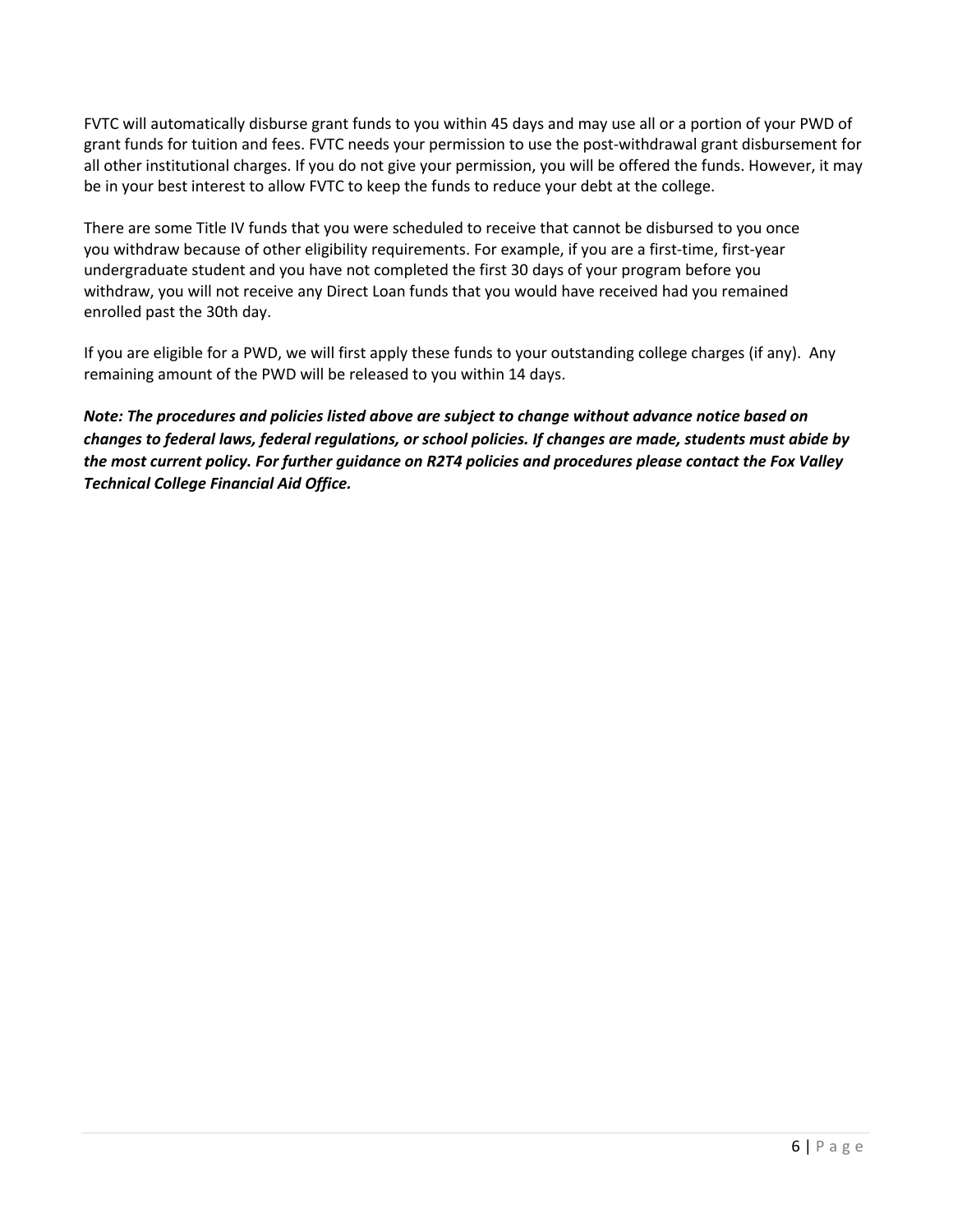FVTC will automatically disburse grant funds to you within 45 days and may use all or a portion of your PWD of grant funds for tuition and fees. FVTC needs your permission to use the post-withdrawal grant disbursement for all other institutional charges. If you do not give your permission, you will be offered the funds. However, it may be in your best interest to allow FVTC to keep the funds to reduce your debt at the college.

There are some Title IV funds that you were scheduled to receive that cannot be disbursed to you once you withdraw because of other eligibility requirements. For example, if you are a first-time, first-year undergraduate student and you have not completed the first 30 days of your program before you withdraw, you will not receive any Direct Loan funds that you would have received had you remained enrolled past the 30th day.

If you are eligible for a PWD, we will first apply these funds to your outstanding college charges (if any). Any remaining amount of the PWD will be released to you within 14 days.

***Note: The procedures and policies listed above are subject to change without advance notice based on changes to federal laws, federal regulations, or school policies. If changes are made, students must abide by the most current policy. For further guidance on R2T4 policies and procedures please contact the Fox Valley Technical College Financial Aid Office.***